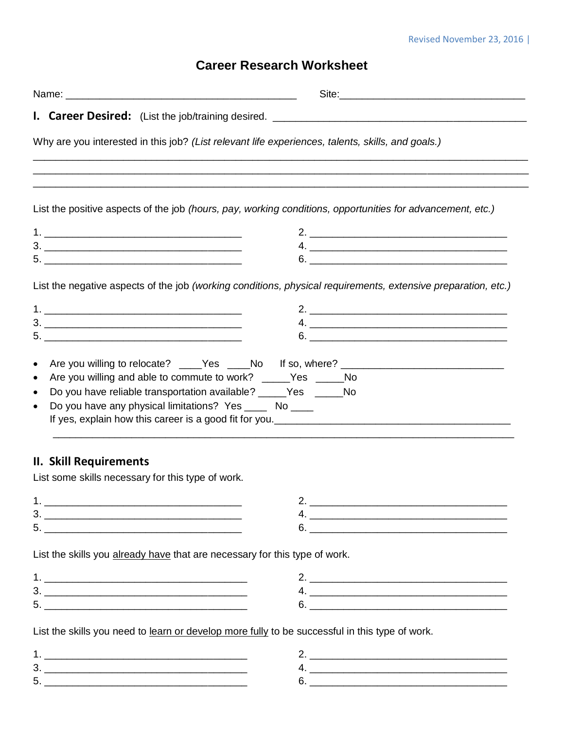# Career Research Worksheet

Name: ________________________________________ Site:________________________________

## I. Career Desired: (List the job/training desired. ____________________________________________

Why are you interested in this job? *(List relevant life experiences, talents, skills, and goals.)*

_____________________________________________________________________________________
_____________________________________________________________________________________
_____________________________________________________________________________________

List the positive aspects of the job *(hours, pay, working conditions, opportunities for advancement, etc.)*

1. ___________________________________
2. ___________________________________
3. ___________________________________
4. ___________________________________
5. ___________________________________
6. ___________________________________

List the negative aspects of the job *(working conditions, physical requirements, extensive preparation, etc.)*

1. ___________________________________
2. ___________________________________
3. ___________________________________
4. ___________________________________
5. ___________________________________
6. ___________________________________

- Are you willing to relocate? ____Yes ____No If so, where? _____________________________
- Are you willing and able to commute to work? _____Yes _____No
- Do you have reliable transportation available? _____Yes _____No
- Do you have any physical limitations? Yes ____ No ____
  If yes, explain how this career is a good fit for you.___________________________________________
  _________________________________________________________________________________

## II. Skill Requirements

List some skills necessary for this type of work.

1. ___________________________________
2. ___________________________________
3. ___________________________________
4. ___________________________________
5. ___________________________________
6. ___________________________________

List the skills you already have that are necessary for this type of work.

1. ___________________________________
2. ___________________________________
3. ___________________________________
4. ___________________________________
5. ___________________________________
6. ___________________________________

List the skills you need to learn or develop more fully to be successful in this type of work.

1. ___________________________________
2. ___________________________________
3. ___________________________________
4. ___________________________________
5. ___________________________________
6. ___________________________________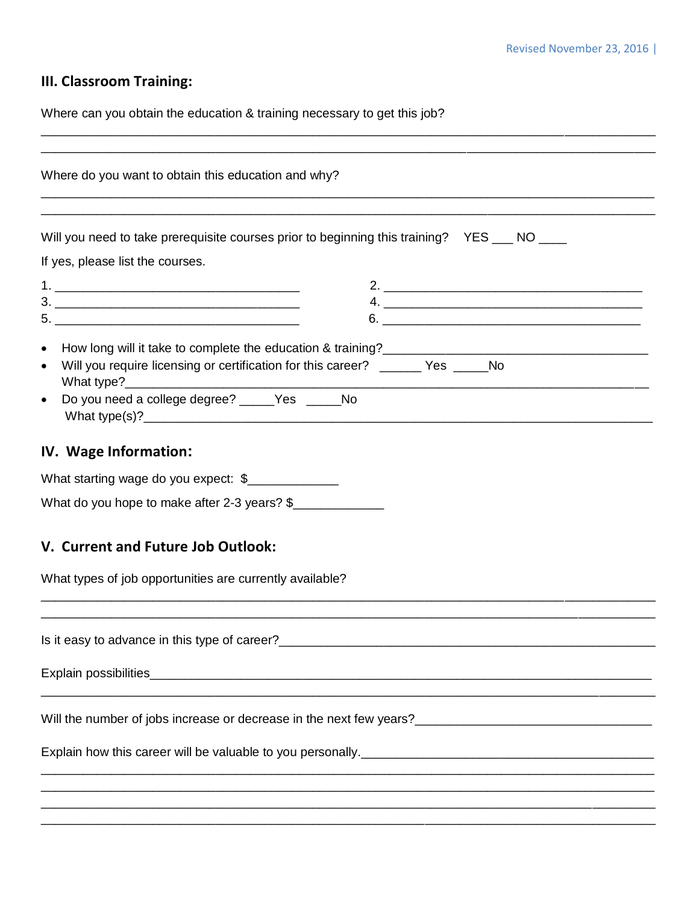## III. Classroom Training:

Where can you obtain the education & training necessary to get this job?

______________________________________________________________________________________
______________________________________________________________________________________

Where do you want to obtain this education and why?

______________________________________________________________________________________
______________________________________________________________________________________

Will you need to take prerequisite courses prior to beginning this training? YES ___ NO ____

If yes, please list the courses.

1. ________________________________ 2. ________________________________
3. ________________________________ 4. ________________________________
5. ________________________________ 6. ________________________________

- How long will it take to complete the education & training?_______________________________
- Will you require licensing or certification for this career? ______ Yes _____No
  What type?_______________________________________________________________________
- Do you need a college degree? _____Yes _____No
  What type(s)?_____________________________________________________________________

## IV. Wage Information:

What starting wage do you expect: $_____________

What do you hope to make after 2-3 years? $_____________

## V. Current and Future Job Outlook:

What types of job opportunities are currently available?

______________________________________________________________________________________
______________________________________________________________________________________

Is it easy to advance in this type of career?_______________________________________________

Explain possibilities____________________________________________________________________
______________________________________________________________________________________

Will the number of jobs increase or decrease in the next few years?_________________________

Explain how this career will be valuable to you personally.__________________________________
______________________________________________________________________________________
______________________________________________________________________________________
______________________________________________________________________________________
______________________________________________________________________________________